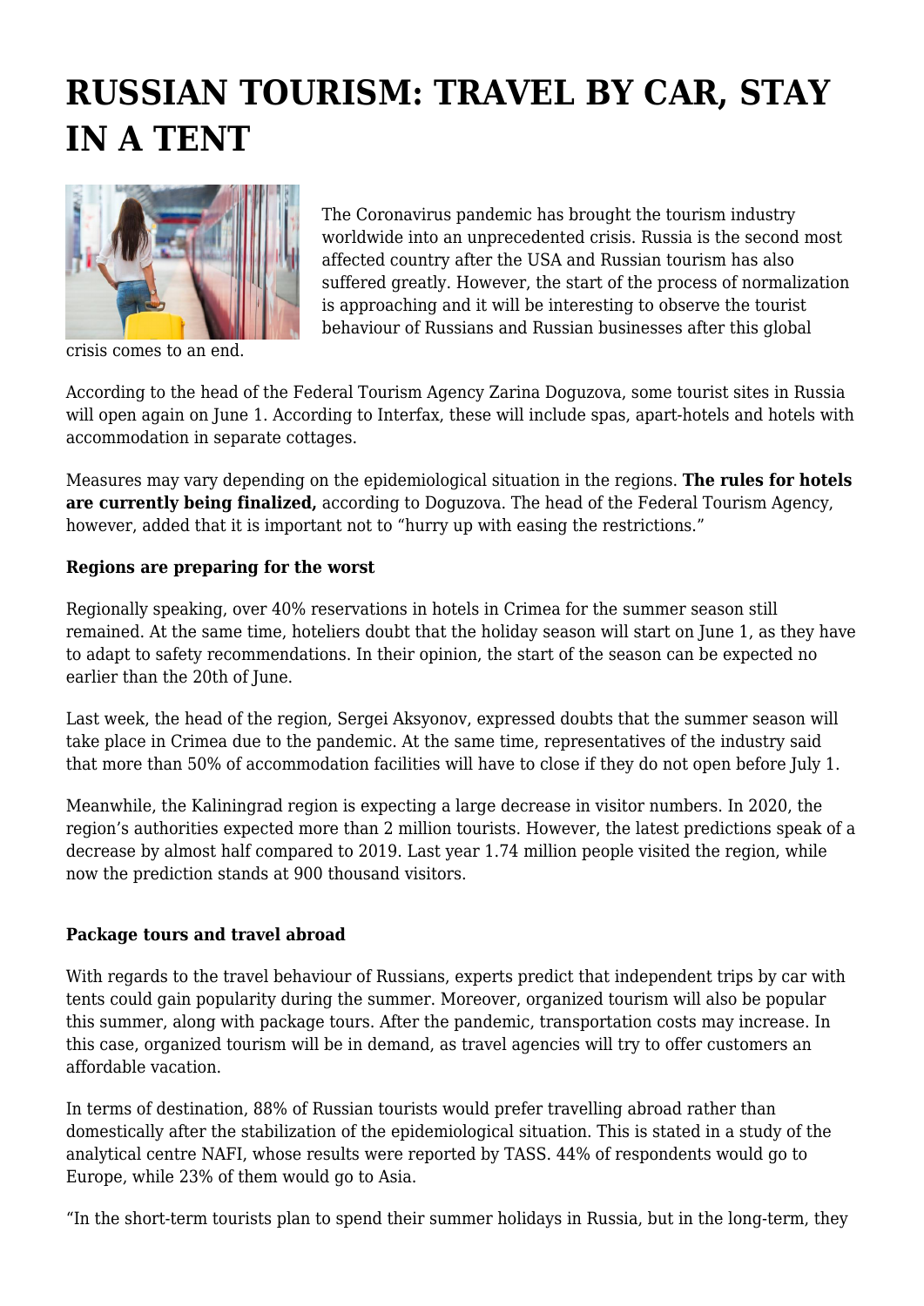# RUSSIAN TOURISM: TRAVEL BY CAR, STAY IN A TENT

The Coronavirus pandemic has brought the tourism industry worldwide into an unprecedented crisis. Russia is the second most affected country after the USA and Russian tourism has also suffered greatly. However, the start of the process of normalization is approaching and it will be interesting to observe the tourist behaviour of Russians and Russian businesses after this global crisis comes to an end.

According to the head of the Federal Tourism Agency Zarina Doguzova, some tourist sites in Russia will open again on June 1. According to Interfax, these will include spas, apart-hotels and hotels with accommodation in separate cottages.

Measures may vary depending on the epidemiological situation in the regions. **The rules for hotels are currently being finalized,** according to Doguzova. The head of the Federal Tourism Agency, however, added that it is important not to "hurry up with easing the restrictions."

**Regions are preparing for the worst**

Regionally speaking, over 40% reservations in hotels in Crimea for the summer season still remained. At the same time, hoteliers doubt that the holiday season will start on June 1, as they have to adapt to safety recommendations. In their opinion, the start of the season can be expected no earlier than the 20th of June.

Last week, the head of the region, Sergei Aksyonov, expressed doubts that the summer season will take place in Crimea due to the pandemic. At the same time, representatives of the industry said that more than 50% of accommodation facilities will have to close if they do not open before July 1.

Meanwhile, the Kaliningrad region is expecting a large decrease in visitor numbers. In 2020, the region's authorities expected more than 2 million tourists. However, the latest predictions speak of a decrease by almost half compared to 2019. Last year 1.74 million people visited the region, while now the prediction stands at 900 thousand visitors.

**Package tours and travel abroad**

With regards to the travel behaviour of Russians, experts predict that independent trips by car with tents could gain popularity during the summer. Moreover, organized tourism will also be popular this summer, along with package tours. After the pandemic, transportation costs may increase. In this case, organized tourism will be in demand, as travel agencies will try to offer customers an affordable vacation.

In terms of destination, 88% of Russian tourists would prefer travelling abroad rather than domestically after the stabilization of the epidemiological situation. This is stated in a study of the analytical centre NAFI, whose results were reported by TASS. 44% of respondents would go to Europe, while 23% of them would go to Asia.

"In the short-term tourists plan to spend their summer holidays in Russia, but in the long-term, they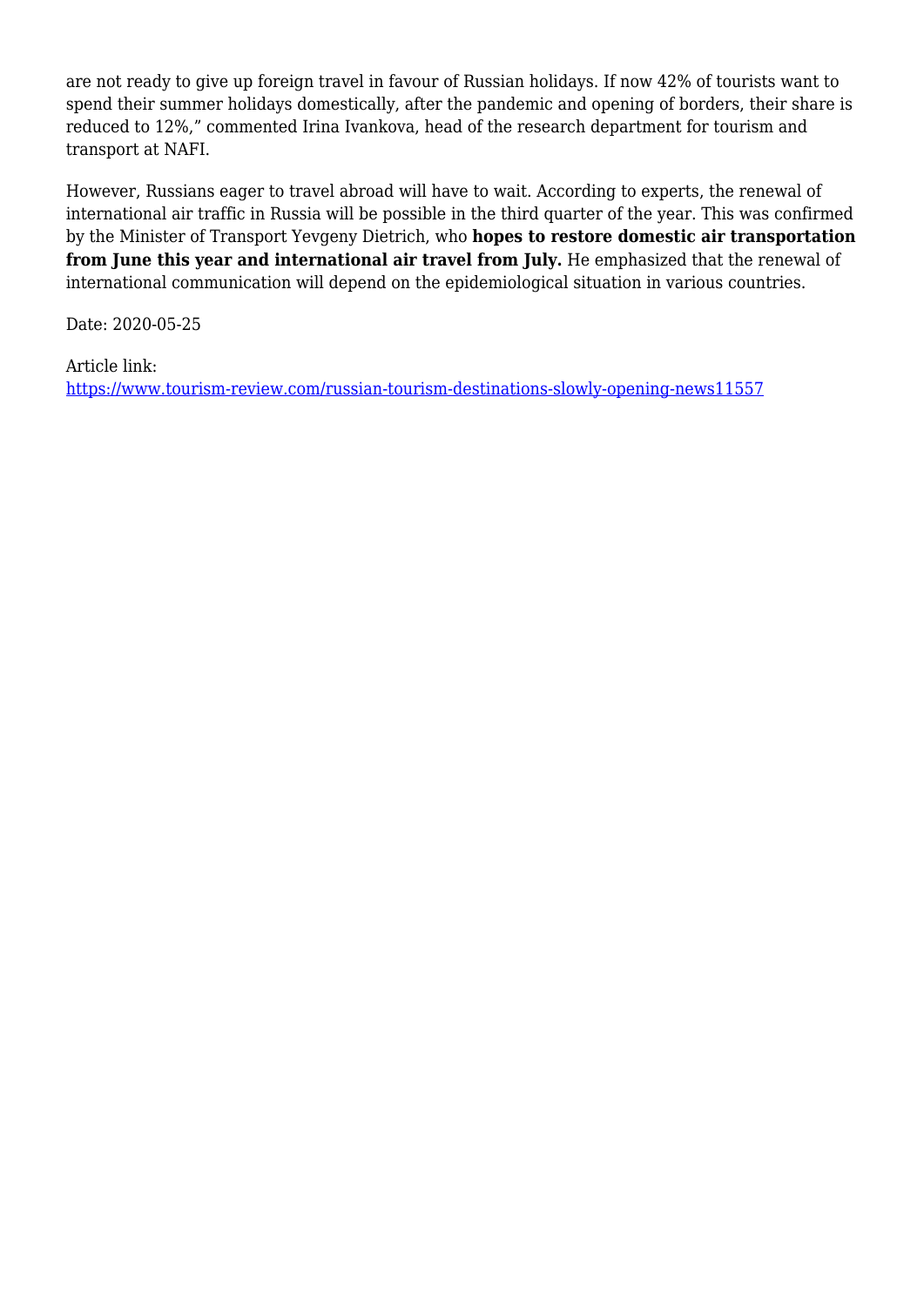are not ready to give up foreign travel in favour of Russian holidays. If now 42% of tourists want to spend their summer holidays domestically, after the pandemic and opening of borders, their share is reduced to 12%," commented Irina Ivankova, head of the research department for tourism and transport at NAFI.

However, Russians eager to travel abroad will have to wait. According to experts, the renewal of international air traffic in Russia will be possible in the third quarter of the year. This was confirmed by the Minister of Transport Yevgeny Dietrich, who **hopes to restore domestic air transportation from June this year and international air travel from July.** He emphasized that the renewal of international communication will depend on the epidemiological situation in various countries.

Date: 2020-05-25

Article link:
https://www.tourism-review.com/russian-tourism-destinations-slowly-opening-news11557